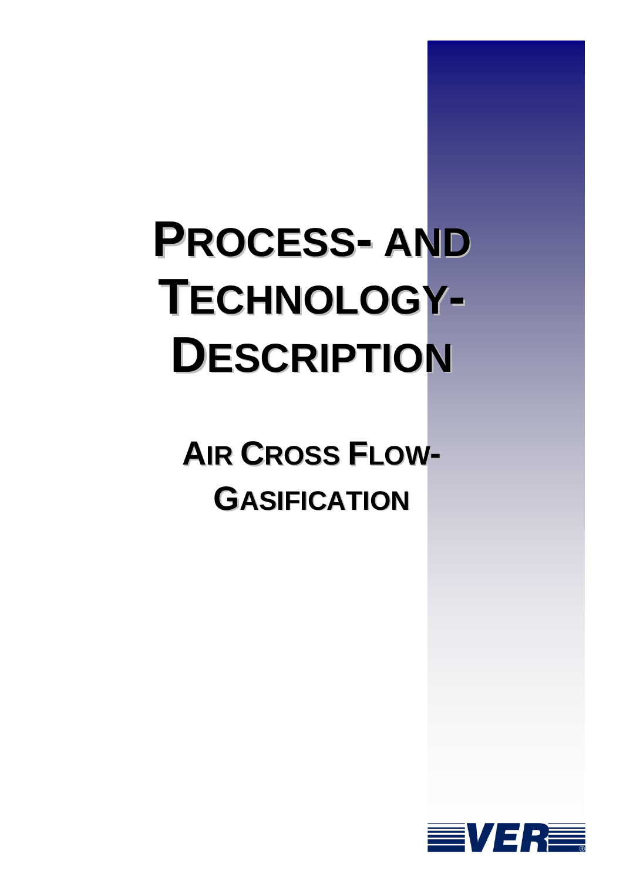# PROCESS- AND TECHNOLOGY-DESCRIPTION

## AIR CROSS FLOW-GASIFICATION

VER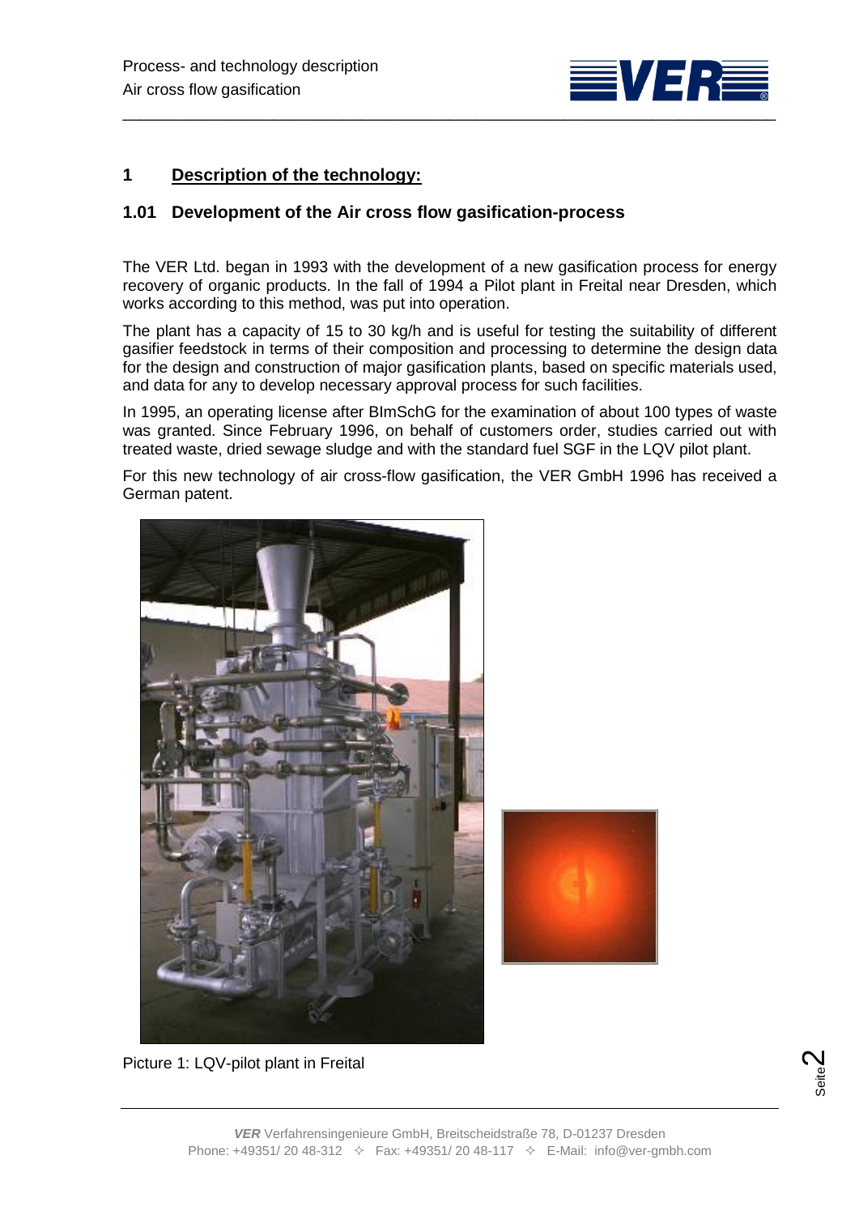# 1 Description of the technology:

## 1.01 Development of the Air cross flow gasification-process

The VER Ltd. began in 1993 with the development of a new gasification process for energy recovery of organic products. In the fall of 1994 a Pilot plant in Freital near Dresden, which works according to this method, was put into operation.

The plant has a capacity of 15 to 30 kg/h and is useful for testing the suitability of different gasifier feedstock in terms of their composition and processing to determine the design data for the design and construction of major gasification plants, based on specific materials used, and data for any to develop necessary approval process for such facilities.

In 1995, an operating license after BImSchG for the examination of about 100 types of waste was granted. Since February 1996, on behalf of customers order, studies carried out with treated waste, dried sewage sludge and with the standard fuel SGF in the LQV pilot plant.

For this new technology of air cross-flow gasification, the VER GmbH 1996 has received a German patent.

Picture 1: LQV-pilot plant in Freital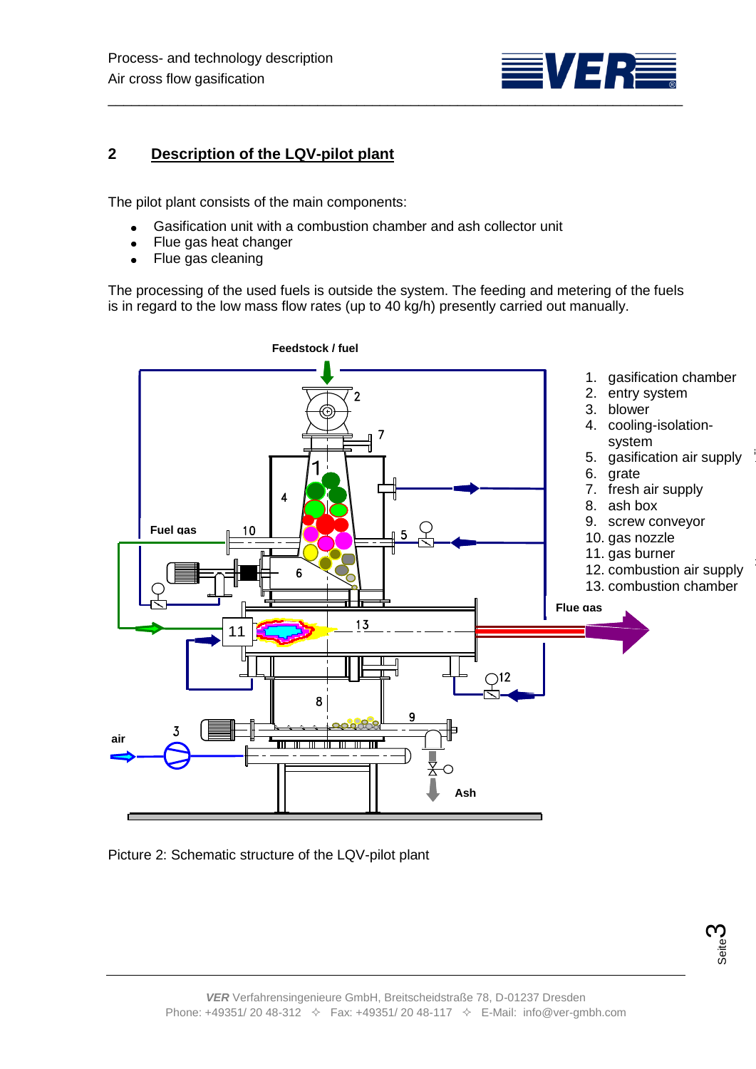## 2 Description of the LQV-pilot plant

The pilot plant consists of the main components:

- Gasification unit with a combustion chamber and ash collector unit
- Flue gas heat changer
- Flue gas cleaning

The processing of the used fuels is outside the system. The feeding and metering of the fuels is in regard to the low mass flow rates (up to 40 kg/h) presently carried out manually.

Feedstock / fuel

1. gasification chamber
2. entry system
3. blower
4. cooling-isolation-system
5. gasification air supply
6. grate
7. fresh air supply
8. ash box
9. screw conveyor
10. gas nozzle
11. gas burner
12. combustion air supply
13. combustion chamber

Fuel gas

Flue gas

air

Ash

Picture 2: Schematic structure of the LQV-pilot plant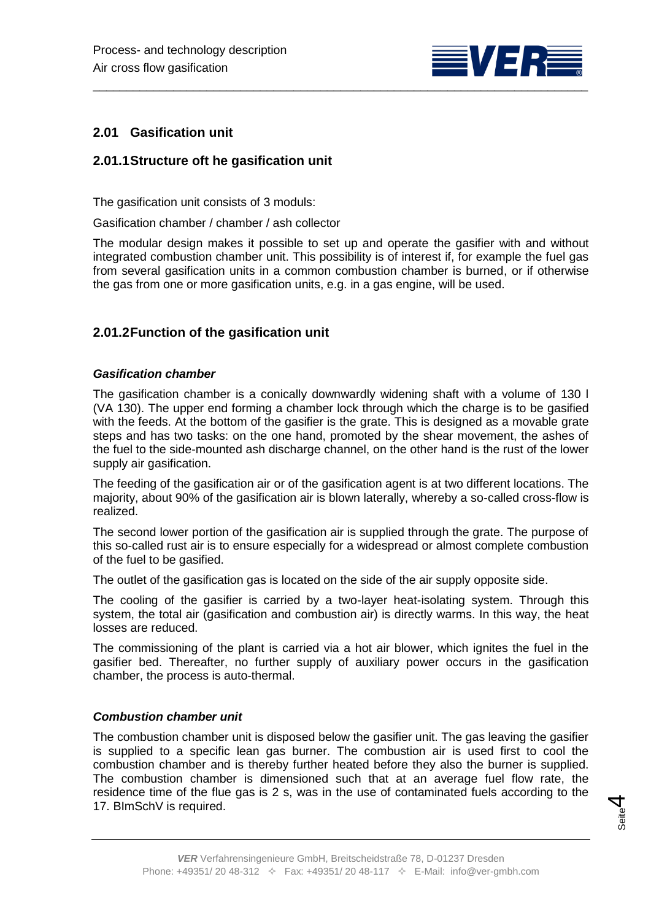## 2.01 Gasification unit

### 2.01.1Structure oft he gasification unit

The gasification unit consists of 3 moduls:

Gasification chamber / chamber / ash collector

The modular design makes it possible to set up and operate the gasifier with and without integrated combustion chamber unit. This possibility is of interest if, for example the fuel gas from several gasification units in a common combustion chamber is burned, or if otherwise the gas from one or more gasification units, e.g. in a gas engine, will be used.

### 2.01.2Function of the gasification unit

***Gasification chamber***

The gasification chamber is a conically downwardly widening shaft with a volume of 130 l (VA 130). The upper end forming a chamber lock through which the charge is to be gasified with the feeds. At the bottom of the gasifier is the grate. This is designed as a movable grate steps and has two tasks: on the one hand, promoted by the shear movement, the ashes of the fuel to the side-mounted ash discharge channel, on the other hand is the rust of the lower supply air gasification.

The feeding of the gasification air or of the gasification agent is at two different locations. The majority, about 90% of the gasification air is blown laterally, whereby a so-called cross-flow is realized.

The second lower portion of the gasification air is supplied through the grate. The purpose of this so-called rust air is to ensure especially for a widespread or almost complete combustion of the fuel to be gasified.

The outlet of the gasification gas is located on the side of the air supply opposite side.

The cooling of the gasifier is carried by a two-layer heat-isolating system. Through this system, the total air (gasification and combustion air) is directly warms. In this way, the heat losses are reduced.

The commissioning of the plant is carried via a hot air blower, which ignites the fuel in the gasifier bed. Thereafter, no further supply of auxiliary power occurs in the gasification chamber, the process is auto-thermal.

***Combustion chamber unit***

The combustion chamber unit is disposed below the gasifier unit. The gas leaving the gasifier is supplied to a specific lean gas burner. The combustion air is used first to cool the combustion chamber and is thereby further heated before they also the burner is supplied. The combustion chamber is dimensioned such that at an average fuel flow rate, the residence time of the flue gas is 2 s, was in the use of contaminated fuels according to the 17. BImSchV is required.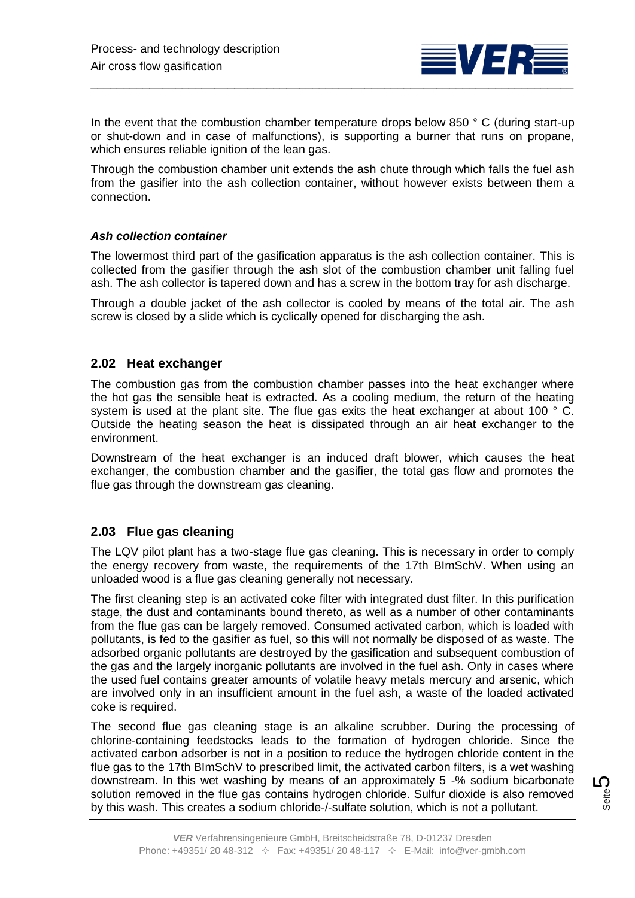In the event that the combustion chamber temperature drops below 850 ° C (during start-up or shut-down and in case of malfunctions), is supporting a burner that runs on propane, which ensures reliable ignition of the lean gas.

Through the combustion chamber unit extends the ash chute through which falls the fuel ash from the gasifier into the ash collection container, without however exists between them a connection.

***Ash collection container***

The lowermost third part of the gasification apparatus is the ash collection container. This is collected from the gasifier through the ash slot of the combustion chamber unit falling fuel ash. The ash collector is tapered down and has a screw in the bottom tray for ash discharge.

Through a double jacket of the ash collector is cooled by means of the total air. The ash screw is closed by a slide which is cyclically opened for discharging the ash.

## 2.02 Heat exchanger

The combustion gas from the combustion chamber passes into the heat exchanger where the hot gas the sensible heat is extracted. As a cooling medium, the return of the heating system is used at the plant site. The flue gas exits the heat exchanger at about 100 ° C. Outside the heating season the heat is dissipated through an air heat exchanger to the environment.

Downstream of the heat exchanger is an induced draft blower, which causes the heat exchanger, the combustion chamber and the gasifier, the total gas flow and promotes the flue gas through the downstream gas cleaning.

## 2.03 Flue gas cleaning

The LQV pilot plant has a two-stage flue gas cleaning. This is necessary in order to comply the energy recovery from waste, the requirements of the 17th BImSchV. When using an unloaded wood is a flue gas cleaning generally not necessary.

The first cleaning step is an activated coke filter with integrated dust filter. In this purification stage, the dust and contaminants bound thereto, as well as a number of other contaminants from the flue gas can be largely removed. Consumed activated carbon, which is loaded with pollutants, is fed to the gasifier as fuel, so this will not normally be disposed of as waste. The adsorbed organic pollutants are destroyed by the gasification and subsequent combustion of the gas and the largely inorganic pollutants are involved in the fuel ash. Only in cases where the used fuel contains greater amounts of volatile heavy metals mercury and arsenic, which are involved only in an insufficient amount in the fuel ash, a waste of the loaded activated coke is required.

The second flue gas cleaning stage is an alkaline scrubber. During the processing of chlorine-containing feedstocks leads to the formation of hydrogen chloride. Since the activated carbon adsorber is not in a position to reduce the hydrogen chloride content in the flue gas to the 17th BImSchV to prescribed limit, the activated carbon filters, is a wet washing downstream. In this wet washing by means of an approximately 5 -% sodium bicarbonate solution removed in the flue gas contains hydrogen chloride. Sulfur dioxide is also removed by this wash. This creates a sodium chloride-/-sulfate solution, which is not a pollutant.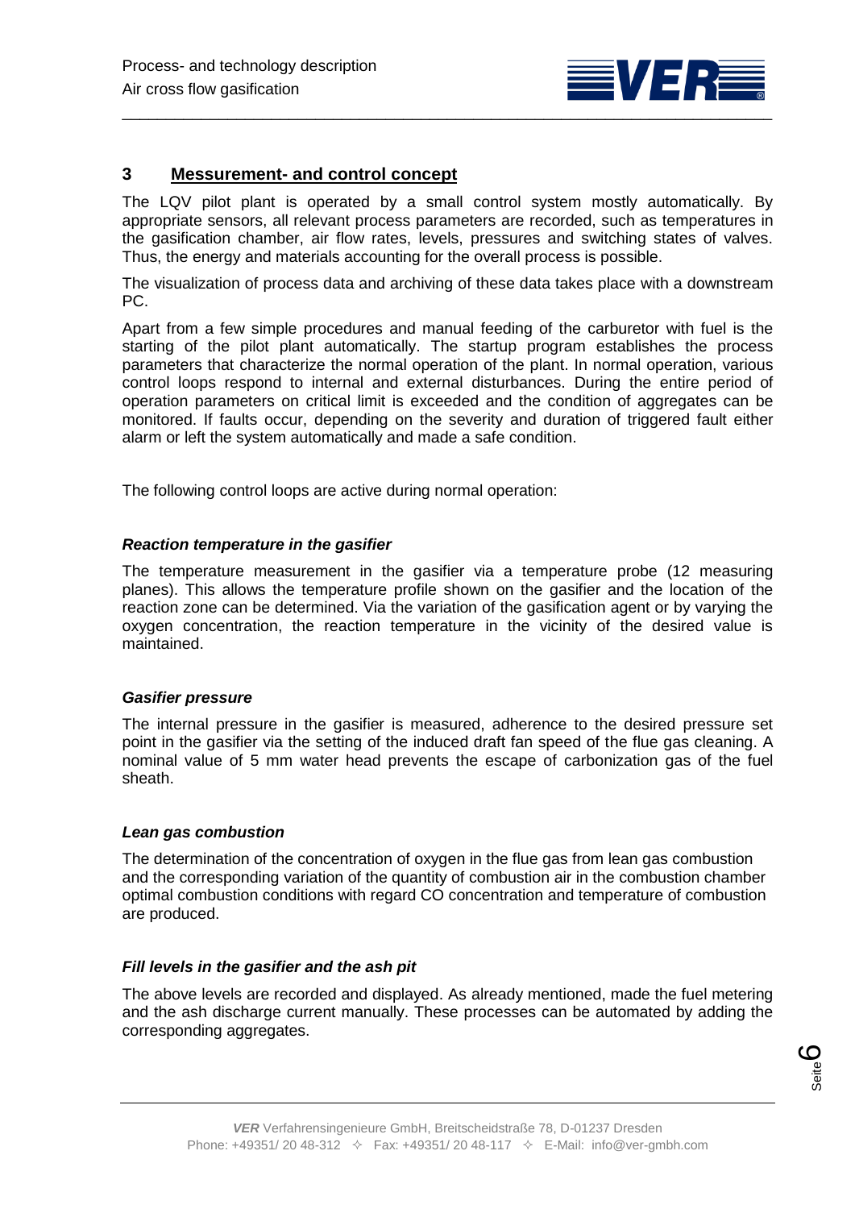## 3 Messurement- and control concept

The LQV pilot plant is operated by a small control system mostly automatically. By appropriate sensors, all relevant process parameters are recorded, such as temperatures in the gasification chamber, air flow rates, levels, pressures and switching states of valves. Thus, the energy and materials accounting for the overall process is possible.

The visualization of process data and archiving of these data takes place with a downstream PC.

Apart from a few simple procedures and manual feeding of the carburetor with fuel is the starting of the pilot plant automatically. The startup program establishes the process parameters that characterize the normal operation of the plant. In normal operation, various control loops respond to internal and external disturbances. During the entire period of operation parameters on critical limit is exceeded and the condition of aggregates can be monitored. If faults occur, depending on the severity and duration of triggered fault either alarm or left the system automatically and made a safe condition.

The following control loops are active during normal operation:

***Reaction temperature in the gasifier***

The temperature measurement in the gasifier via a temperature probe (12 measuring planes). This allows the temperature profile shown on the gasifier and the location of the reaction zone can be determined. Via the variation of the gasification agent or by varying the oxygen concentration, the reaction temperature in the vicinity of the desired value is maintained.

***Gasifier pressure***

The internal pressure in the gasifier is measured, adherence to the desired pressure set point in the gasifier via the setting of the induced draft fan speed of the flue gas cleaning. A nominal value of 5 mm water head prevents the escape of carbonization gas of the fuel sheath.

***Lean gas combustion***

The determination of the concentration of oxygen in the flue gas from lean gas combustion and the corresponding variation of the quantity of combustion air in the combustion chamber optimal combustion conditions with regard CO concentration and temperature of combustion are produced.

***Fill levels in the gasifier and the ash pit***

The above levels are recorded and displayed. As already mentioned, made the fuel metering and the ash discharge current manually. These processes can be automated by adding the corresponding aggregates.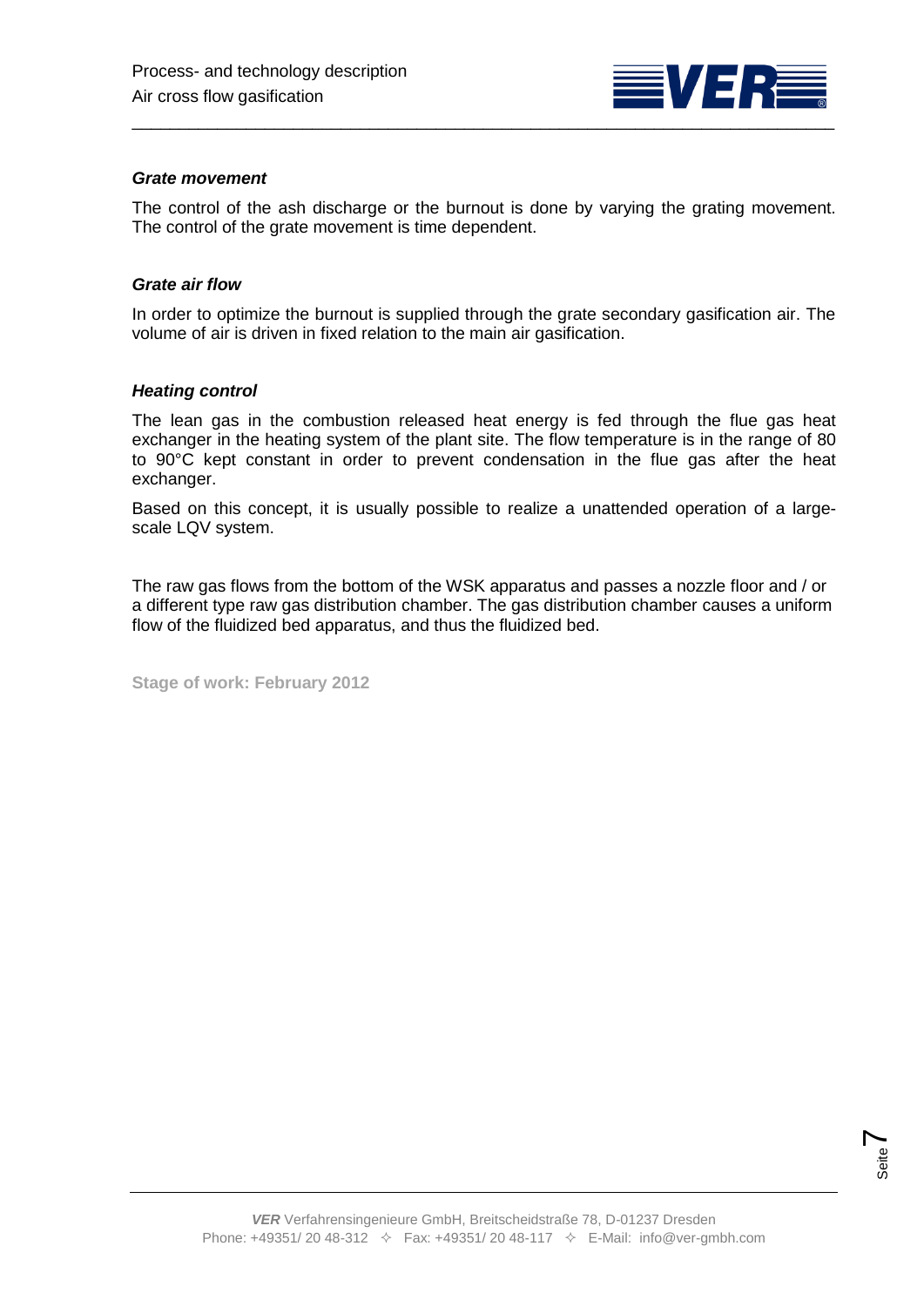### *Grate movement*

The control of the ash discharge or the burnout is done by varying the grating movement. The control of the grate movement is time dependent.

### *Grate air flow*

In order to optimize the burnout is supplied through the grate secondary gasification air. The volume of air is driven in fixed relation to the main air gasification.

### *Heating control*

The lean gas in the combustion released heat energy is fed through the flue gas heat exchanger in the heating system of the plant site. The flow temperature is in the range of 80 to 90°C kept constant in order to prevent condensation in the flue gas after the heat exchanger.

Based on this concept, it is usually possible to realize a unattended operation of a large-scale LQV system.

The raw gas flows from the bottom of the WSK apparatus and passes a nozzle floor and / or a different type raw gas distribution chamber. The gas distribution chamber causes a uniform flow of the fluidized bed apparatus, and thus the fluidized bed.

**Stage of work: February 2012**